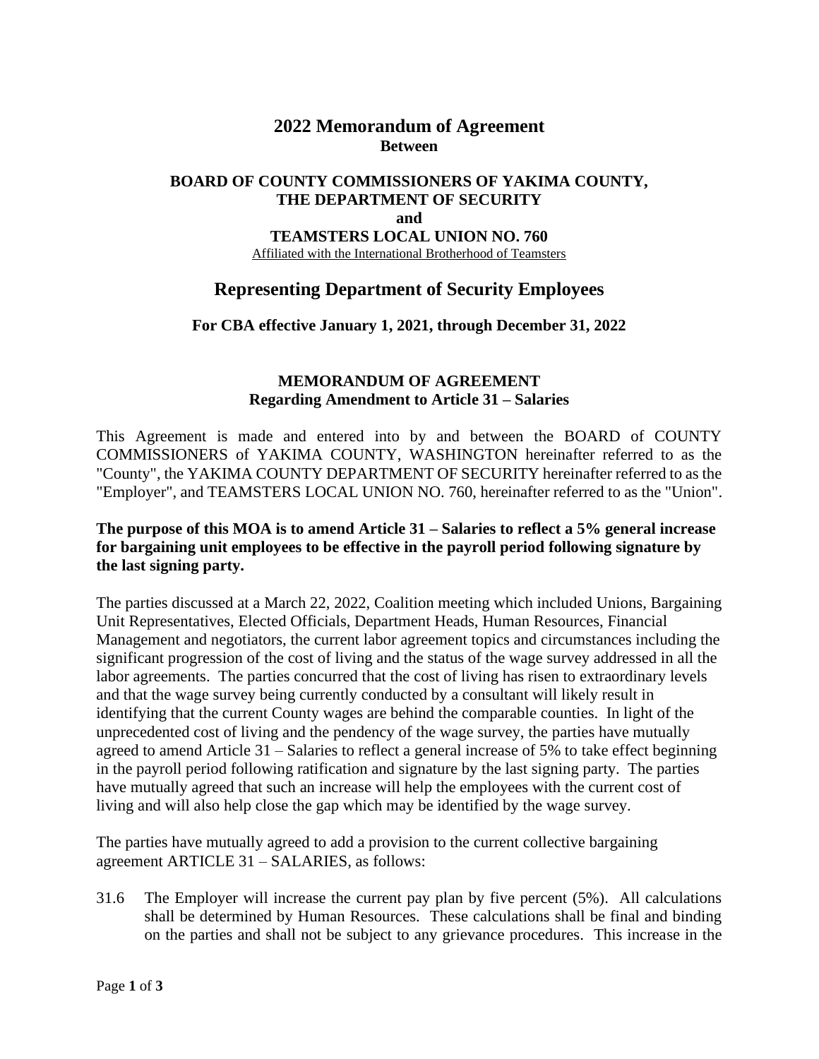# 2022 Memorandum of Agreement

**Between**

## BOARD OF COUNTY COMMISSIONERS OF YAKIMA COUNTY, THE DEPARTMENT OF SECURITY and TEAMSTERS LOCAL UNION NO. 760

Affiliated with the International Brotherhood of Teamsters

## Representing Department of Security Employees

### For CBA effective January 1, 2021, through December 31, 2022

### MEMORANDUM OF AGREEMENT
### Regarding Amendment to Article 31 – Salaries

This Agreement is made and entered into by and between the BOARD of COUNTY COMMISSIONERS of YAKIMA COUNTY, WASHINGTON hereinafter referred to as the "County", the YAKIMA COUNTY DEPARTMENT OF SECURITY hereinafter referred to as the "Employer", and TEAMSTERS LOCAL UNION NO. 760, hereinafter referred to as the "Union".

**The purpose of this MOA is to amend Article 31 – Salaries to reflect a 5% general increase for bargaining unit employees to be effective in the payroll period following signature by the last signing party.**

The parties discussed at a March 22, 2022, Coalition meeting which included Unions, Bargaining Unit Representatives, Elected Officials, Department Heads, Human Resources, Financial Management and negotiators, the current labor agreement topics and circumstances including the significant progression of the cost of living and the status of the wage survey addressed in all the labor agreements. The parties concurred that the cost of living has risen to extraordinary levels and that the wage survey being currently conducted by a consultant will likely result in identifying that the current County wages are behind the comparable counties. In light of the unprecedented cost of living and the pendency of the wage survey, the parties have mutually agreed to amend Article 31 – Salaries to reflect a general increase of 5% to take effect beginning in the payroll period following ratification and signature by the last signing party. The parties have mutually agreed that such an increase will help the employees with the current cost of living and will also help close the gap which may be identified by the wage survey.

The parties have mutually agreed to add a provision to the current collective bargaining agreement ARTICLE 31 – SALARIES, as follows:

31.6 The Employer will increase the current pay plan by five percent (5%). All calculations shall be determined by Human Resources. These calculations shall be final and binding on the parties and shall not be subject to any grievance procedures. This increase in the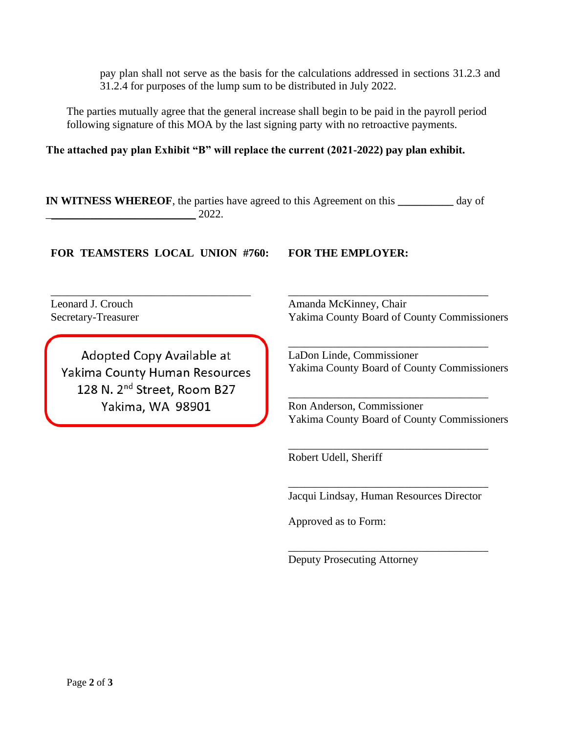pay plan shall not serve as the basis for the calculations addressed in sections 31.2.3 and 31.2.4 for purposes of the lump sum to be distributed in July 2022.

The parties mutually agree that the general increase shall begin to be paid in the payroll period following signature of this MOA by the last signing party with no retroactive payments.

**The attached pay plan Exhibit "B" will replace the current (2021-2022) pay plan exhibit.**

**IN WITNESS WHEREOF**, the parties have agreed to this Agreement on this __________ day of __________________________ 2022.

**FOR TEAMSTERS LOCAL UNION #760:**

____________________________________
Leonard J. Crouch
Secretary-Treasurer

Adopted Copy Available at
Yakima County Human Resources
128 N. 2nd Street, Room B27
Yakima, WA 98901

**FOR THE EMPLOYER:**

____________________________________
Amanda McKinney, Chair
Yakima County Board of County Commissioners

____________________________________
LaDon Linde, Commissioner
Yakima County Board of County Commissioners

____________________________________
Ron Anderson, Commissioner
Yakima County Board of County Commissioners

____________________________________
Robert Udell, Sheriff

____________________________________
Jacqui Lindsay, Human Resources Director

Approved as to Form:

____________________________________
Deputy Prosecuting Attorney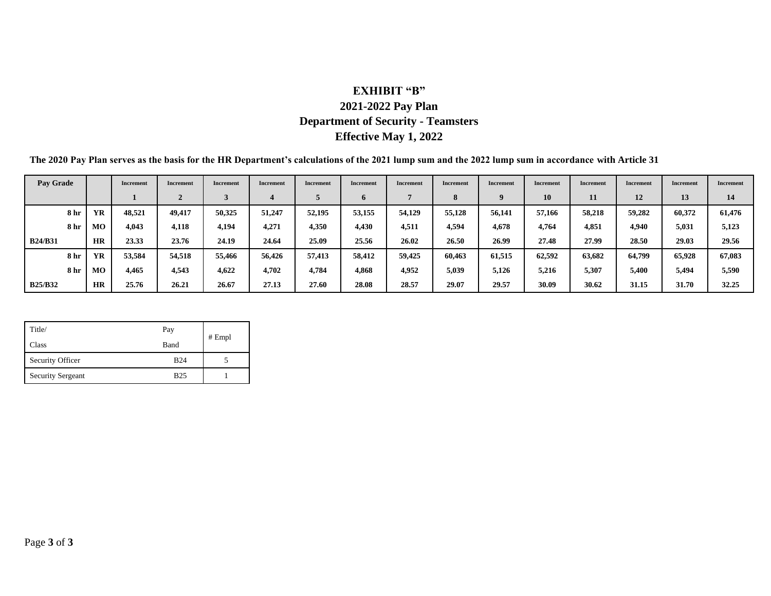# EXHIBIT "B"

## 2021-2022 Pay Plan

## Department of Security - Teamsters

## Effective May 1, 2022

**The 2020 Pay Plan serves as the basis for the HR Department's calculations of the 2021 lump sum and the 2022 lump sum in accordance with Article 31**

| Pay Grade | | Increment 1 | Increment 2 | Increment 3 | Increment 4 | Increment 5 | Increment 6 | Increment 7 | Increment 8 | Increment 9 | Increment 10 | Increment 11 | Increment 12 | Increment 13 | Increment 14 |
|---|---|---|---|---|---|---|---|---|---|---|---|---|---|---|---|
| 8 hr | YR | 48,521 | 49,417 | 50,325 | 51,247 | 52,195 | 53,155 | 54,129 | 55,128 | 56,141 | 57,166 | 58,218 | 59,282 | 60,372 | 61,476 |
| 8 hr | MO | 4,043 | 4,118 | 4,194 | 4,271 | 4,350 | 4,430 | 4,511 | 4,594 | 4,678 | 4,764 | 4,851 | 4,940 | 5,031 | 5,123 |
| B24/B31 | HR | 23.33 | 23.76 | 24.19 | 24.64 | 25.09 | 25.56 | 26.02 | 26.50 | 26.99 | 27.48 | 27.99 | 28.50 | 29.03 | 29.56 |
| 8 hr | YR | 53,584 | 54,518 | 55,466 | 56,426 | 57,413 | 58,412 | 59,425 | 60,463 | 61,515 | 62,592 | 63,682 | 64,799 | 65,928 | 67,083 |
| 8 hr | MO | 4,465 | 4,543 | 4,622 | 4,702 | 4,784 | 4,868 | 4,952 | 5,039 | 5,126 | 5,216 | 5,307 | 5,400 | 5,494 | 5,590 |
| B25/B32 | HR | 25.76 | 26.21 | 26.67 | 27.13 | 27.60 | 28.08 | 28.57 | 29.07 | 29.57 | 30.09 | 30.62 | 31.15 | 31.70 | 32.25 |

| Title/ Class | Pay Band | # Empl |
|---|---|---|
| Security Officer | B24 | 5 |
| Security Sergeant | B25 | 1 |